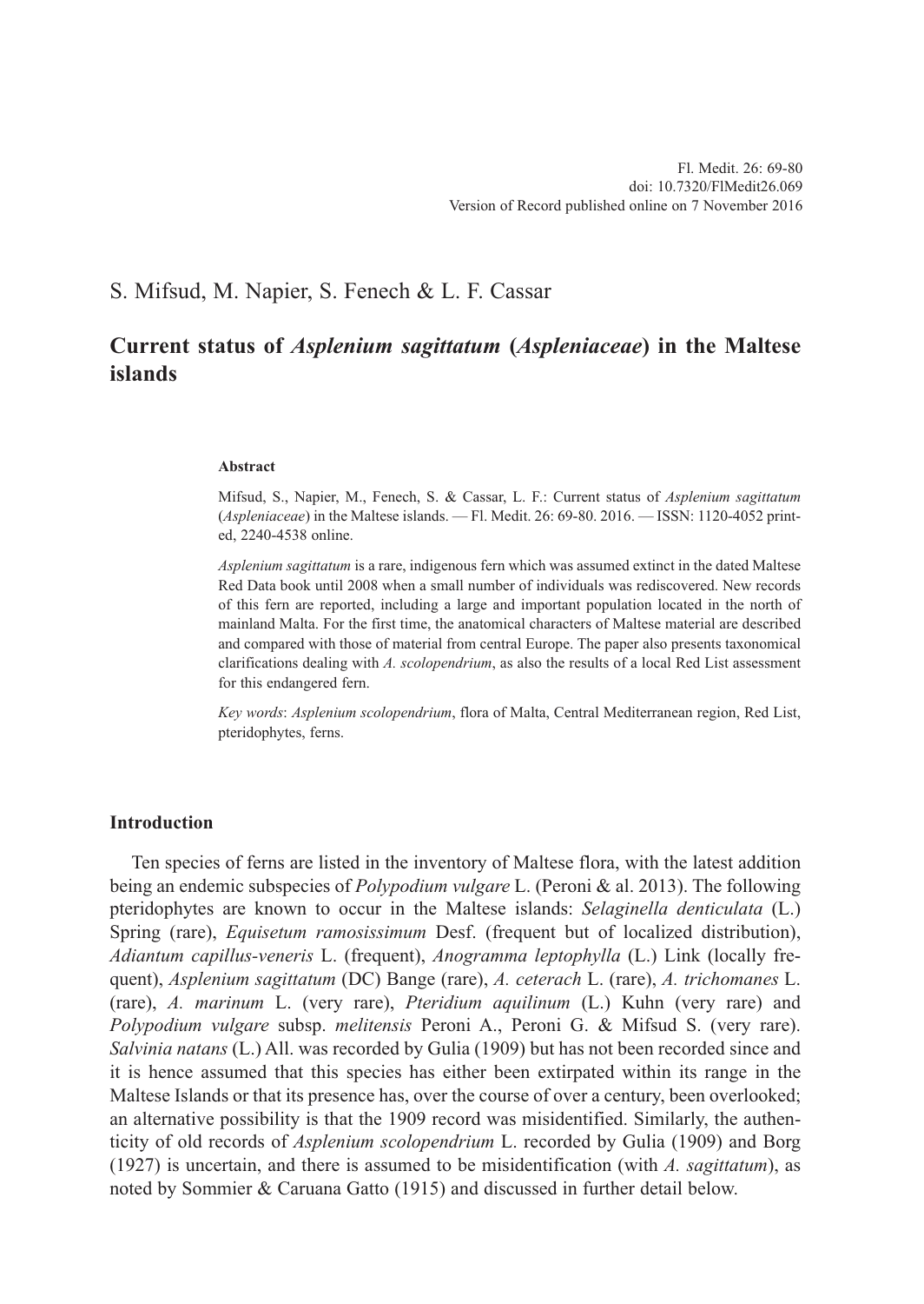S. Mifsud, M. Napier, S. Fenech & L. F. Cassar

# Current status of *Asplenium sagittatum* (*Aspleniaceae*) in the Maltese islands

**Abstract**

Mifsud, S., Napier, M., Fenech, S. & Cassar, L. F.: Current status of *Asplenium sagittatum* (*Aspleniaceae*) in the Maltese islands. — Fl. Medit. 26: 69-80. 2016. — ISSN: 1120-4052 printed, 2240-4538 online.

*Asplenium sagittatum* is a rare, indigenous fern which was assumed extinct in the dated Maltese Red Data book until 2008 when a small number of individuals was rediscovered. New records of this fern are reported, including a large and important population located in the north of mainland Malta. For the first time, the anatomical characters of Maltese material are described and compared with those of material from central Europe. The paper also presents taxonomical clarifications dealing with *A. scolopendrium*, as also the results of a local Red List assessment for this endangered fern.

*Key words*: *Asplenium scolopendrium*, flora of Malta, Central Mediterranean region, Red List, pteridophytes, ferns.

## Introduction

Ten species of ferns are listed in the inventory of Maltese flora, with the latest addition being an endemic subspecies of *Polypodium vulgare* L. (Peroni & al. 2013). The following pteridophytes are known to occur in the Maltese islands: *Selaginella denticulata* (L.) Spring (rare), *Equisetum ramosissimum* Desf. (frequent but of localized distribution), *Adiantum capillus-veneris* L. (frequent), *Anogramma leptophylla* (L.) Link (locally frequent), *Asplenium sagittatum* (DC) Bange (rare), *A. ceterach* L. (rare), *A. trichomanes* L. (rare), *A. marinum* L. (very rare), *Pteridium aquilinum* (L.) Kuhn (very rare) and *Polypodium vulgare* subsp. *melitensis* Peroni A., Peroni G. & Mifsud S. (very rare). *Salvinia natans* (L.) All. was recorded by Gulia (1909) but has not been recorded since and it is hence assumed that this species has either been extirpated within its range in the Maltese Islands or that its presence has, over the course of over a century, been overlooked; an alternative possibility is that the 1909 record was misidentified. Similarly, the authenticity of old records of *Asplenium scolopendrium* L. recorded by Gulia (1909) and Borg (1927) is uncertain, and there is assumed to be misidentification (with *A. sagittatum*), as noted by Sommier & Caruana Gatto (1915) and discussed in further detail below.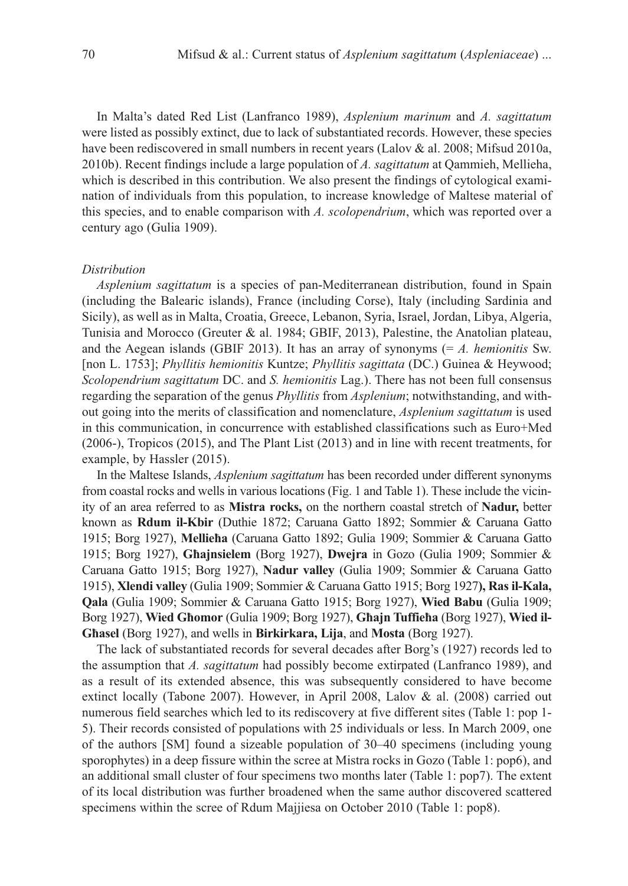In Malta's dated Red List (Lanfranco 1989), *Asplenium marinum* and *A. sagittatum* were listed as possibly extinct, due to lack of substantiated records. However, these species have been rediscovered in small numbers in recent years (Lalov & al. 2008; Mifsud 2010a, 2010b). Recent findings include a large population of *A. sagittatum* at Qammieh, Mellieha, which is described in this contribution. We also present the findings of cytological examination of individuals from this population, to increase knowledge of Maltese material of this species, and to enable comparison with *A. scolopendrium*, which was reported over a century ago (Gulia 1909).

*Distribution*

*Asplenium sagittatum* is a species of pan-Mediterranean distribution, found in Spain (including the Balearic islands), France (including Corse), Italy (including Sardinia and Sicily), as well as in Malta, Croatia, Greece, Lebanon, Syria, Israel, Jordan, Libya, Algeria, Tunisia and Morocco (Greuter & al. 1984; GBIF, 2013), Palestine, the Anatolian plateau, and the Aegean islands (GBIF 2013). It has an array of synonyms (= *A. hemionitis* Sw. [non L. 1753]; *Phyllitis hemionitis* Kuntze; *Phyllitis sagittata* (DC.) Guinea & Heywood; *Scolopendrium sagittatum* DC. and *S. hemionitis* Lag.). There has not been full consensus regarding the separation of the genus *Phyllitis* from *Asplenium*; notwithstanding, and without going into the merits of classification and nomenclature, *Asplenium sagittatum* is used in this communication, in concurrence with established classifications such as Euro+Med (2006-), Tropicos (2015), and The Plant List (2013) and in line with recent treatments, for example, by Hassler (2015).

In the Maltese Islands, *Asplenium sagittatum* has been recorded under different synonyms from coastal rocks and wells in various locations (Fig. 1 and Table 1). These include the vicinity of an area referred to as **Mistra rocks,** on the northern coastal stretch of **Nadur,** better known as **Rdum il-Kbir** (Duthie 1872; Caruana Gatto 1892; Sommier & Caruana Gatto 1915; Borg 1927), **Mellieħa** (Caruana Gatto 1892; Gulia 1909; Sommier & Caruana Gatto 1915; Borg 1927), **Għajnsielem** (Borg 1927), **Dwejra** in Gozo (Gulia 1909; Sommier & Caruana Gatto 1915; Borg 1927), **Nadur valley** (Gulia 1909; Sommier & Caruana Gatto 1915), **Xlendi valley** (Gulia 1909; Sommier & Caruana Gatto 1915; Borg 1927**), Ras il-Kala, Qala** (Gulia 1909; Sommier & Caruana Gatto 1915; Borg 1927), **Wied Babu** (Gulia 1909; Borg 1927), **Wied Għomor** (Gulia 1909; Borg 1927), **Għajn Tuffieħa** (Borg 1927), **Wied il-Għasel** (Borg 1927), and wells in **Birkirkara, Lija**, and **Mosta** (Borg 1927).

The lack of substantiated records for several decades after Borg's (1927) records led to the assumption that *A. sagittatum* had possibly become extirpated (Lanfranco 1989), and as a result of its extended absence, this was subsequently considered to have become extinct locally (Tabone 2007). However, in April 2008, Lalov & al. (2008) carried out numerous field searches which led to its rediscovery at five different sites (Table 1: pop 1-5). Their records consisted of populations with 25 individuals or less. In March 2009, one of the authors [SM] found a sizeable population of 30–40 specimens (including young sporophytes) in a deep fissure within the scree at Mistra rocks in Gozo (Table 1: pop6), and an additional small cluster of four specimens two months later (Table 1: pop7). The extent of its local distribution was further broadened when the same author discovered scattered specimens within the scree of Rdum Majjiesa on October 2010 (Table 1: pop8).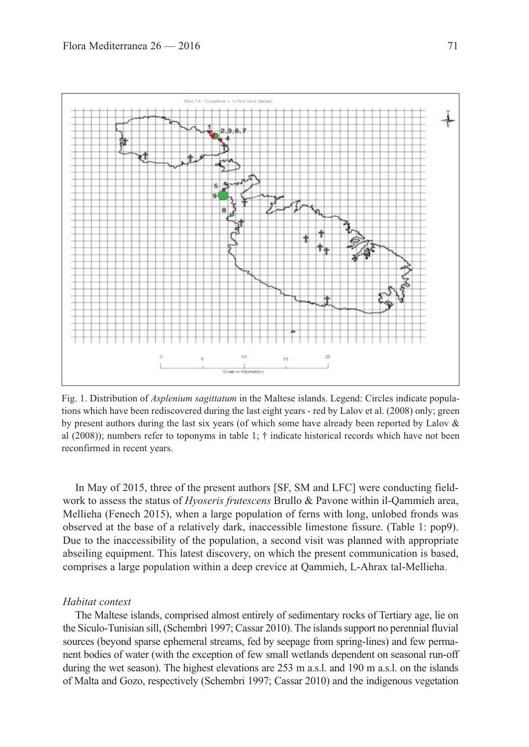Fig. 1. Distribution of *Asplenium sagittatum* in the Maltese islands. Legend: Circles indicate populations which have been rediscovered during the last eight years - red by Lalov et al. (2008) only; green by present authors during the last six years (of which some have already been reported by Lalov & al (2008)); numbers refer to toponyms in table 1; † indicate historical records which have not been reconfirmed in recent years.

In May of 2015, three of the present authors [SF, SM and LFC] were conducting fieldwork to assess the status of *Hyoseris frutescens* Brullo & Pavone within il-Qammieh area, Mellieha (Fenech 2015), when a large population of ferns with long, unlobed fronds was observed at the base of a relatively dark, inaccessible limestone fissure. (Table 1: pop9). Due to the inaccessibility of the population, a second visit was planned with appropriate abseiling equipment. This latest discovery, on which the present communication is based, comprises a large population within a deep crevice at Qammieh, L-Ahrax tal-Mellieha.

*Habitat context*

The Maltese islands, comprised almost entirely of sedimentary rocks of Tertiary age, lie on the Siculo-Tunisian sill, (Schembri 1997; Cassar 2010). The islands support no perennial fluvial sources (beyond sparse ephemeral streams, fed by seepage from spring-lines) and few permanent bodies of water (with the exception of few small wetlands dependent on seasonal run-off during the wet season). The highest elevations are 253 m a.s.l. and 190 m a.s.l. on the islands of Malta and Gozo, respectively (Schembri 1997; Cassar 2010) and the indigenous vegetation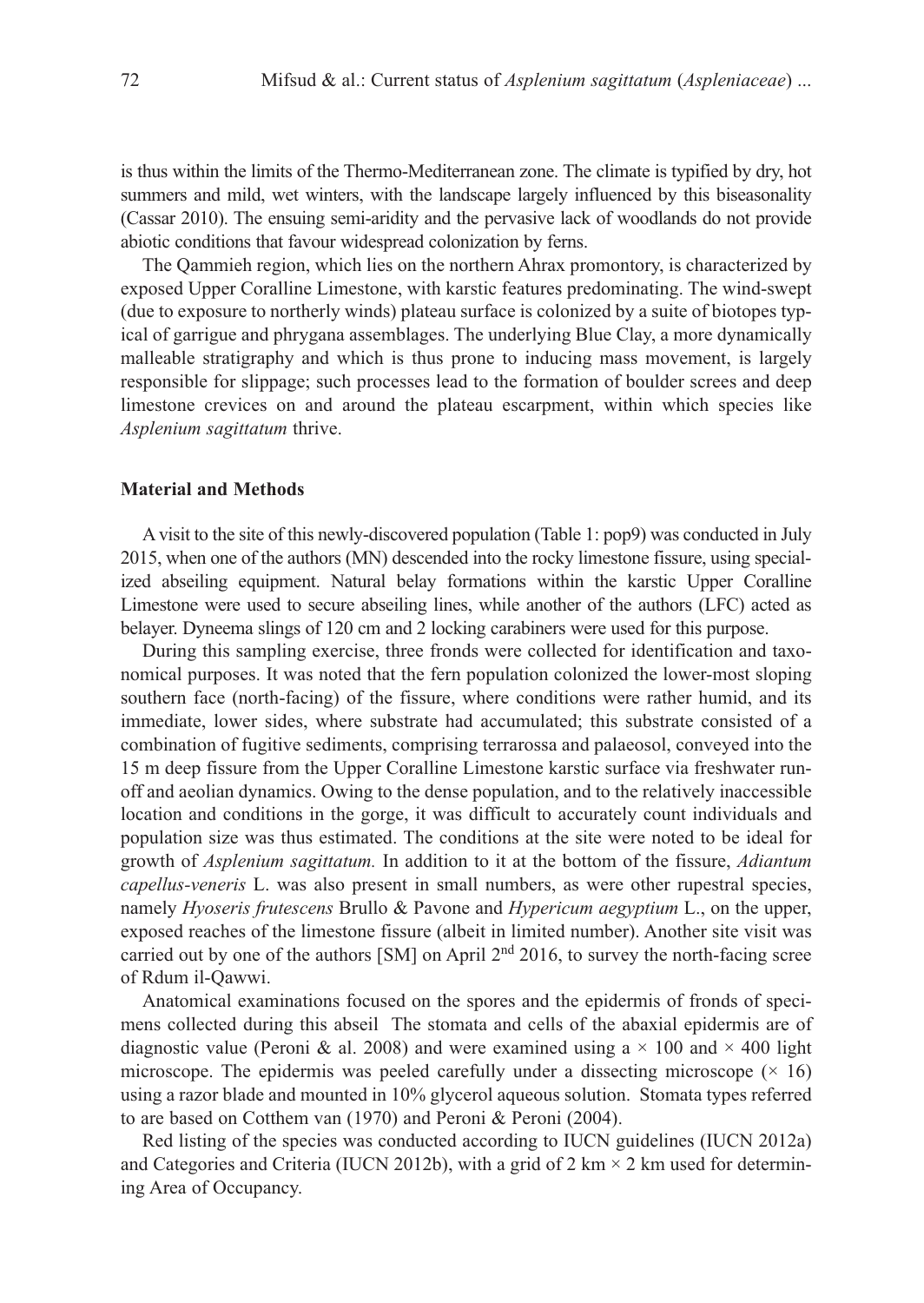is thus within the limits of the Thermo-Mediterranean zone. The climate is typified by dry, hot summers and mild, wet winters, with the landscape largely influenced by this biseasonality (Cassar 2010). The ensuing semi-aridity and the pervasive lack of woodlands do not provide abiotic conditions that favour widespread colonization by ferns.

The Qammieh region, which lies on the northern Ahrax promontory, is characterized by exposed Upper Coralline Limestone, with karstic features predominating. The wind-swept (due to exposure to northerly winds) plateau surface is colonized by a suite of biotopes typical of garrigue and phrygana assemblages. The underlying Blue Clay, a more dynamically malleable stratigraphy and which is thus prone to inducing mass movement, is largely responsible for slippage; such processes lead to the formation of boulder screes and deep limestone crevices on and around the plateau escarpment, within which species like *Asplenium sagittatum* thrive.

## Material and Methods

A visit to the site of this newly-discovered population (Table 1: pop9) was conducted in July 2015, when one of the authors (MN) descended into the rocky limestone fissure, using specialized abseiling equipment. Natural belay formations within the karstic Upper Coralline Limestone were used to secure abseiling lines, while another of the authors (LFC) acted as belayer. Dyneema slings of 120 cm and 2 locking carabiners were used for this purpose.

During this sampling exercise, three fronds were collected for identification and taxonomical purposes. It was noted that the fern population colonized the lower-most sloping southern face (north-facing) of the fissure, where conditions were rather humid, and its immediate, lower sides, where substrate had accumulated; this substrate consisted of a combination of fugitive sediments, comprising terrarossa and palaeosol, conveyed into the 15 m deep fissure from the Upper Coralline Limestone karstic surface via freshwater runoff and aeolian dynamics. Owing to the dense population, and to the relatively inaccessible location and conditions in the gorge, it was difficult to accurately count individuals and population size was thus estimated. The conditions at the site were noted to be ideal for growth of *Asplenium sagittatum.* In addition to it at the bottom of the fissure, *Adiantum capellus-veneris* L. was also present in small numbers, as were other rupestral species, namely *Hyoseris frutescens* Brullo & Pavone and *Hypericum aegyptium* L., on the upper, exposed reaches of the limestone fissure (albeit in limited number). Another site visit was carried out by one of the authors [SM] on April 2nd 2016, to survey the north-facing scree of Rdum il-Qawwi.

Anatomical examinations focused on the spores and the epidermis of fronds of specimens collected during this abseil The stomata and cells of the abaxial epidermis are of diagnostic value (Peroni & al. 2008) and were examined using a × 100 and × 400 light microscope. The epidermis was peeled carefully under a dissecting microscope (× 16) using a razor blade and mounted in 10% glycerol aqueous solution. Stomata types referred to are based on Cotthem van (1970) and Peroni & Peroni (2004).

Red listing of the species was conducted according to IUCN guidelines (IUCN 2012a) and Categories and Criteria (IUCN 2012b), with a grid of 2 km × 2 km used for determining Area of Occupancy.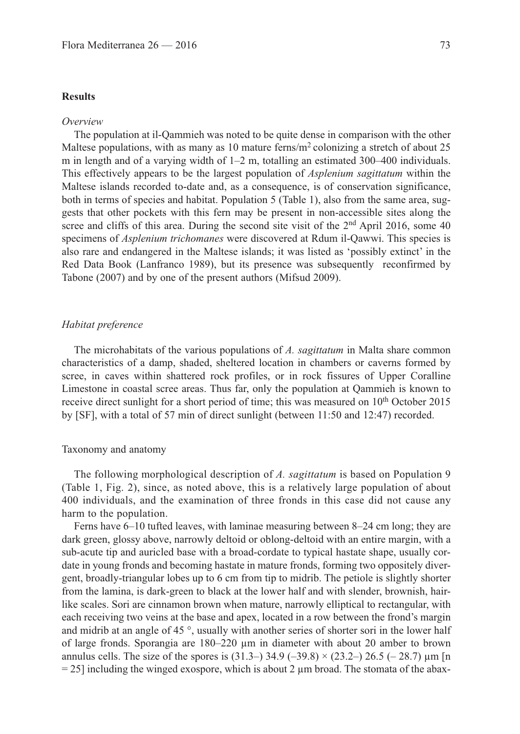## Results

### *Overview*

The population at il-Qammieh was noted to be quite dense in comparison with the other Maltese populations, with as many as 10 mature ferns/$m^2$ colonizing a stretch of about 25 m in length and of a varying width of 1–2 m, totalling an estimated 300–400 individuals. This effectively appears to be the largest population of *Asplenium sagittatum* within the Maltese islands recorded to-date and, as a consequence, is of conservation significance, both in terms of species and habitat. Population 5 (Table 1), also from the same area, suggests that other pockets with this fern may be present in non-accessible sites along the scree and cliffs of this area. During the second site visit of the 2nd April 2016, some 40 specimens of *Asplenium trichomanes* were discovered at Rdum il-Qawwi. This species is also rare and endangered in the Maltese islands; it was listed as 'possibly extinct' in the Red Data Book (Lanfranco 1989), but its presence was subsequently reconfirmed by Tabone (2007) and by one of the present authors (Mifsud 2009).

### *Habitat preference*

The microhabitats of the various populations of *A. sagittatum* in Malta share common characteristics of a damp, shaded, sheltered location in chambers or caverns formed by scree, in caves within shattered rock profiles, or in rock fissures of Upper Coralline Limestone in coastal scree areas. Thus far, only the population at Qammieh is known to receive direct sunlight for a short period of time; this was measured on 10th October 2015 by [SF], with a total of 57 min of direct sunlight (between 11:50 and 12:47) recorded.

### Taxonomy and anatomy

The following morphological description of *A. sagittatum* is based on Population 9 (Table 1, Fig. 2), since, as noted above, this is a relatively large population of about 400 individuals, and the examination of three fronds in this case did not cause any harm to the population.

Ferns have 6–10 tufted leaves, with laminae measuring between 8–24 cm long; they are dark green, glossy above, narrowly deltoid or oblong-deltoid with an entire margin, with a sub-acute tip and auricled base with a broad-cordate to typical hastate shape, usually cordate in young fronds and becoming hastate in mature fronds, forming two oppositely divergent, broadly-triangular lobes up to 6 cm from tip to midrib. The petiole is slightly shorter from the lamina, is dark-green to black at the lower half and with slender, brownish, hair-like scales. Sori are cinnamon brown when mature, narrowly elliptical to rectangular, with each receiving two veins at the base and apex, located in a row between the frond's margin and midrib at an angle of 45 °, usually with another series of shorter sori in the lower half of large fronds. Sporangia are 180–220 µm in diameter with about 20 amber to brown annulus cells. The size of the spores is (31.3–) 34.9 (–39.8) × (23.2–) 26.5 (– 28.7) µm [n = 25] including the winged exospore, which is about 2 µm broad. The stomata of the abax-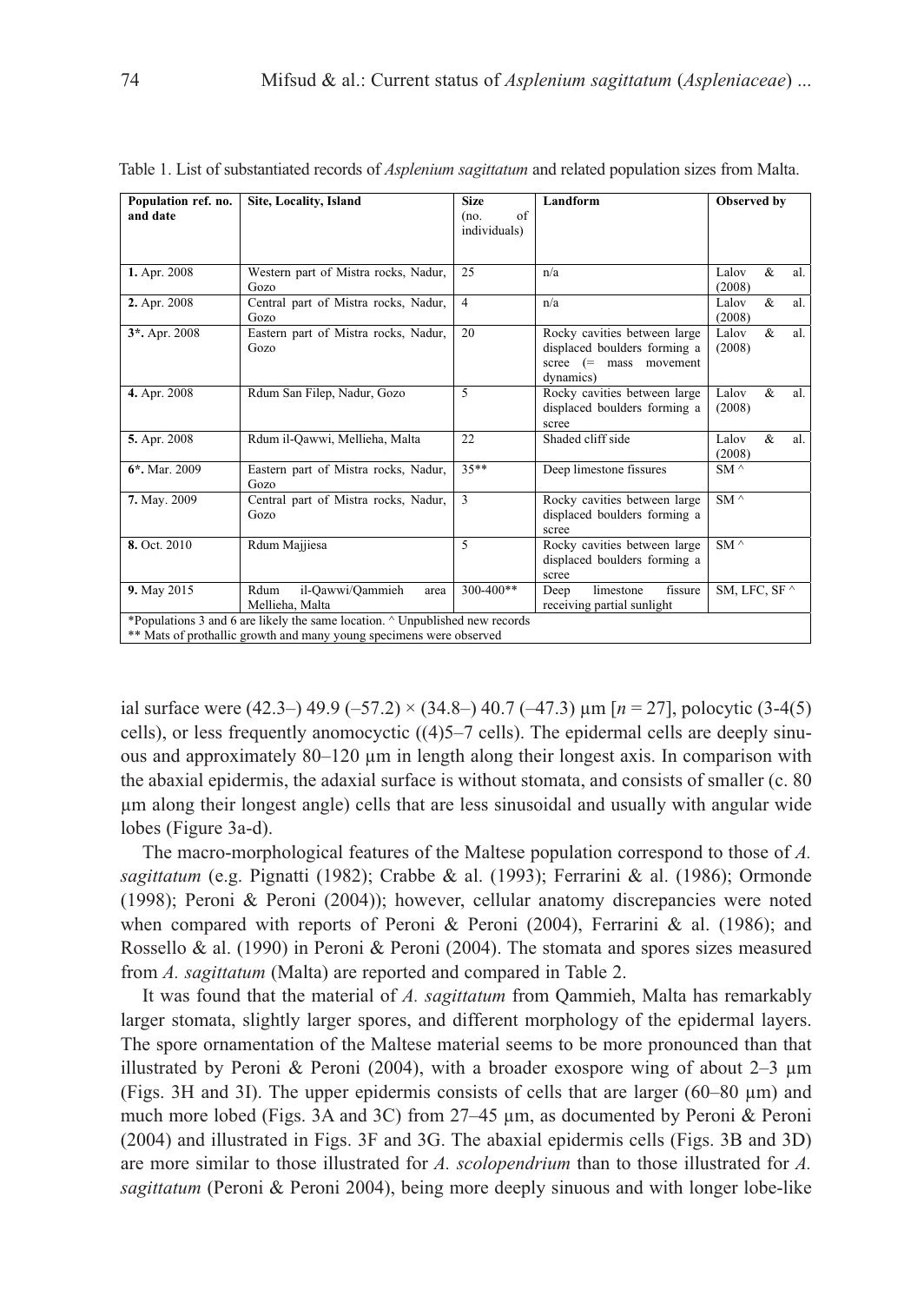Table 1. List of substantiated records of *Asplenium sagittatum* and related population sizes from Malta.

| Population ref. no. and date | Site, Locality, Island | Size (no. of individuals) | Landform | Observed by |
|---|---|---|---|---|
| **1.** Apr. 2008 | Western part of Mistra rocks, Nadur, Gozo | 25 | n/a | Lalov & al. (2008) |
| **2.** Apr. 2008 | Central part of Mistra rocks, Nadur, Gozo | 4 | n/a | Lalov & al. (2008) |
| **3\*.** Apr. 2008 | Eastern part of Mistra rocks, Nadur, Gozo | 20 | Rocky cavities between large displaced boulders forming a scree (= mass movement dynamics) | Lalov & al. (2008) |
| **4.** Apr. 2008 | Rdum San Filep, Nadur, Gozo | 5 | Rocky cavities between large displaced boulders forming a scree | Lalov & al. (2008) |
| **5.** Apr. 2008 | Rdum il-Qawwi, Mellieha, Malta | 22 | Shaded cliff side | Lalov & al. (2008) |
| **6\*.** Mar. 2009 | Eastern part of Mistra rocks, Nadur, Gozo | 35** | Deep limestone fissures | SM ^ |
| **7.** May. 2009 | Central part of Mistra rocks, Nadur, Gozo | 3 | Rocky cavities between large displaced boulders forming a scree | SM ^ |
| **8.** Oct. 2010 | Rdum Majjiesa | 5 | Rocky cavities between large displaced boulders forming a scree | SM ^ |
| **9.** May 2015 | Rdum il-Qawwi/Qammieh area Mellieha, Malta | 300-400** | Deep limestone fissure receiving partial sunlight | SM, LFC, SF ^ |

*Populations 3 and 6 are likely the same location. ^ Unpublished new records
** Mats of prothallic growth and many young specimens were observed

ial surface were (42.3–) 49.9 (–57.2) × (34.8–) 40.7 (–47.3) µm [$n = 27$], polocytic (3-4(5) cells), or less frequently anomocytic ((4)5–7 cells). The epidermal cells are deeply sinuous and approximately 80–120 µm in length along their longest axis. In comparison with the abaxial epidermis, the adaxial surface is without stomata, and consists of smaller (c. 80 µm along their longest angle) cells that are less sinusoidal and usually with angular wide lobes (Figure 3a-d).

The macro-morphological features of the Maltese population correspond to those of *A. sagittatum* (e.g. Pignatti (1982); Crabbe & al. (1993); Ferrarini & al. (1986); Ormonde (1998); Peroni & Peroni (2004)); however, cellular anatomy discrepancies were noted when compared with reports of Peroni & Peroni (2004), Ferrarini & al. (1986); and Rossello & al. (1990) in Peroni & Peroni (2004). The stomata and spores sizes measured from *A. sagittatum* (Malta) are reported and compared in Table 2.

It was found that the material of *A. sagittatum* from Qammieh, Malta has remarkably larger stomata, slightly larger spores, and different morphology of the epidermal layers. The spore ornamentation of the Maltese material seems to be more pronounced than that illustrated by Peroni & Peroni (2004), with a broader exospore wing of about 2–3 µm (Figs. 3H and 3I). The upper epidermis consists of cells that are larger (60–80 µm) and much more lobed (Figs. 3A and 3C) from 27–45 µm, as documented by Peroni & Peroni (2004) and illustrated in Figs. 3F and 3G. The abaxial epidermis cells (Figs. 3B and 3D) are more similar to those illustrated for *A. scolopendrium* than to those illustrated for *A. sagittatum* (Peroni & Peroni 2004), being more deeply sinuous and with longer lobe-like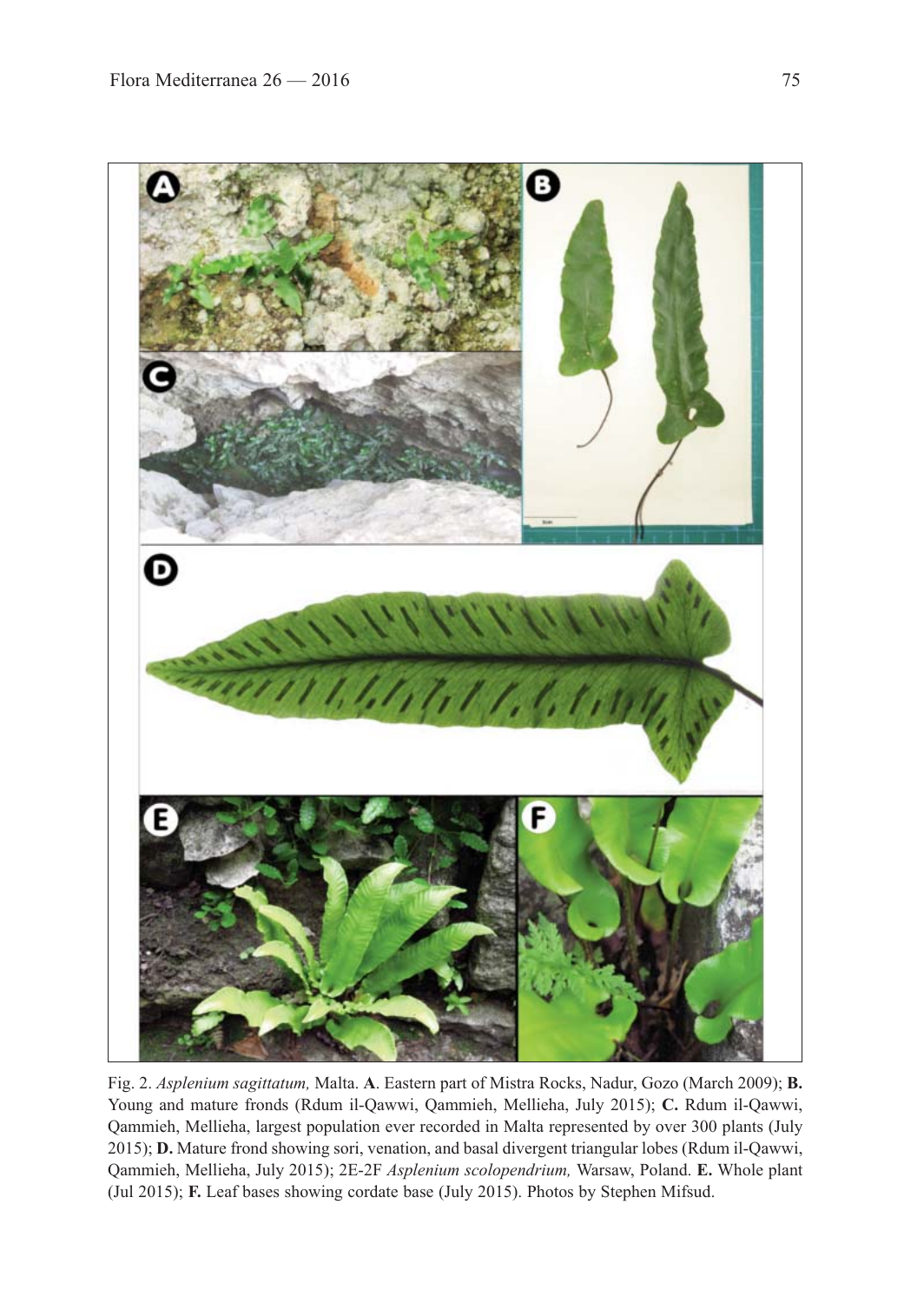Fig. 2. *Asplenium sagittatum,* Malta. **A**. Eastern part of Mistra Rocks, Nadur, Gozo (March 2009); **B.** Young and mature fronds (Rdum il-Qawwi, Qammieh, Mellieha, July 2015); **C.** Rdum il-Qawwi, Qammieh, Mellieha, largest population ever recorded in Malta represented by over 300 plants (July 2015); **D.** Mature frond showing sori, venation, and basal divergent triangular lobes (Rdum il-Qawwi, Qammieh, Mellieha, July 2015); 2E-2F *Asplenium scolopendrium,* Warsaw, Poland. **E.** Whole plant (Jul 2015); **F.** Leaf bases showing cordate base (July 2015). Photos by Stephen Mifsud.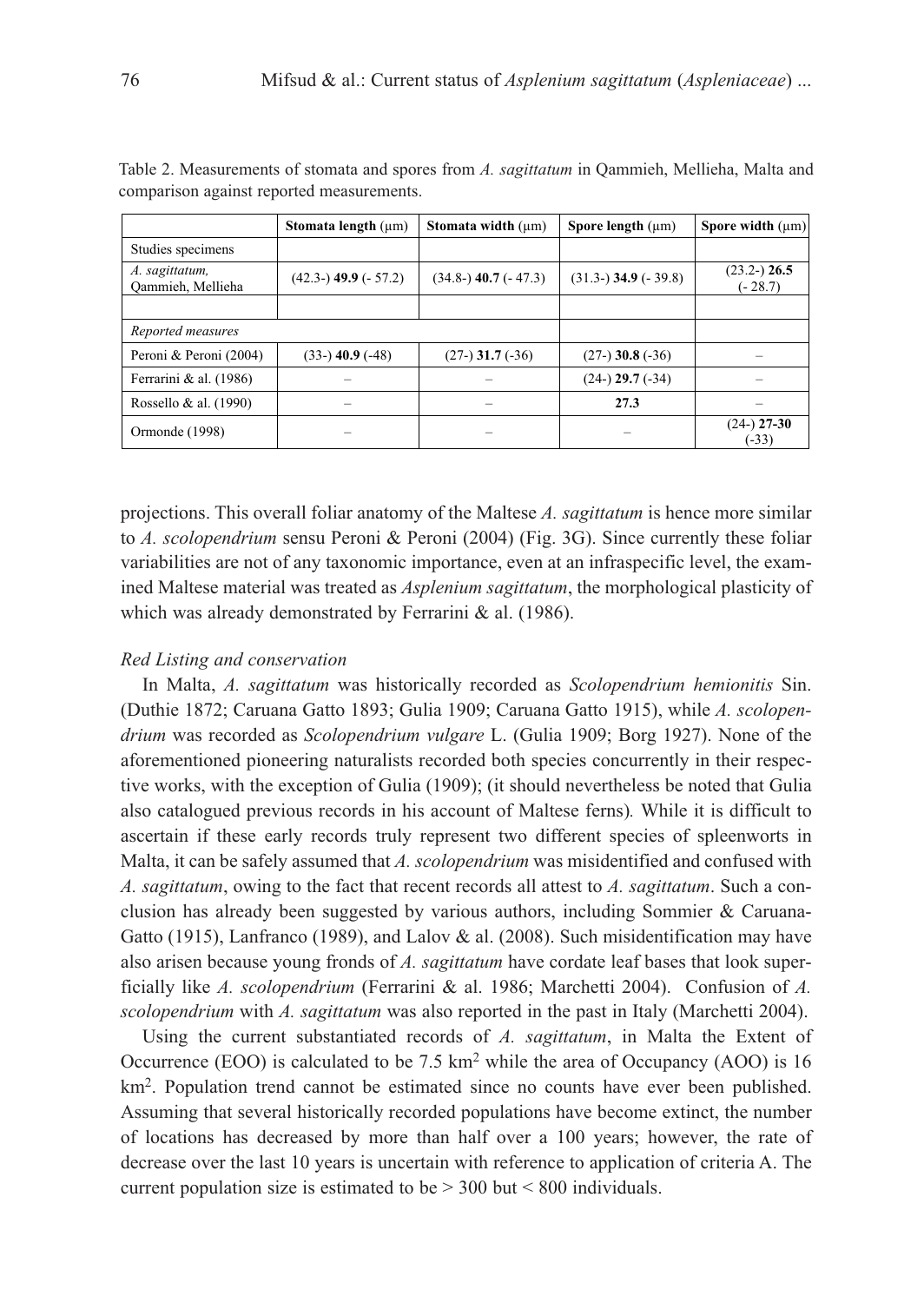Table 2. Measurements of stomata and spores from *A. sagittatum* in Qammieh, Mellieha, Malta and comparison against reported measurements.

| | **Stomata length** (µm) | **Stomata width** (µm) | **Spore length** (µm) | **Spore width** (µm) |
|---|---|---|---|---|
| Studies specimens | | | | |
| *A. sagittatum,* Qammieh, Mellieha | (42.3-) **49.9** (- 57.2) | (34.8-) **40.7** (- 47.3) | (31.3-) **34.9** (- 39.8) | (23.2-) **26.5** (- 28.7) |
| | | | | |
| *Reported measures* | | | | |
| Peroni & Peroni (2004) | (33-) **40.9** (-48) | (27-) **31.7** (-36) | (27-) **30.8** (-36) | – |
| Ferrarini & al. (1986) | – | – | (24-) **29.7** (-34) | – |
| Rossello & al. (1990) | – | – | **27.3** | – |
| Ormonde (1998) | – | – | – | (24-) **27-30** (-33) |

projections. This overall foliar anatomy of the Maltese *A. sagittatum* is hence more similar to *A. scolopendrium* sensu Peroni & Peroni (2004) (Fig. 3G). Since currently these foliar variabilities are not of any taxonomic importance, even at an infraspecific level, the examined Maltese material was treated as *Asplenium sagittatum*, the morphological plasticity of which was already demonstrated by Ferrarini & al. (1986).

### *Red Listing and conservation*

In Malta, *A. sagittatum* was historically recorded as *Scolopendrium hemionitis* Sin. (Duthie 1872; Caruana Gatto 1893; Gulia 1909; Caruana Gatto 1915), while *A. scolopendrium* was recorded as *Scolopendrium vulgare* L. (Gulia 1909; Borg 1927). None of the aforementioned pioneering naturalists recorded both species concurrently in their respective works, with the exception of Gulia (1909); (it should nevertheless be noted that Gulia also catalogued previous records in his account of Maltese ferns)*.* While it is difficult to ascertain if these early records truly represent two different species of spleenworts in Malta, it can be safely assumed that *A. scolopendrium* was misidentified and confused with *A. sagittatum*, owing to the fact that recent records all attest to *A. sagittatum*. Such a conclusion has already been suggested by various authors, including Sommier & Caruana-Gatto (1915), Lanfranco (1989), and Lalov & al. (2008). Such misidentification may have also arisen because young fronds of *A. sagittatum* have cordate leaf bases that look superficially like *A. scolopendrium* (Ferrarini & al. 1986; Marchetti 2004). Confusion of *A. scolopendrium* with *A. sagittatum* was also reported in the past in Italy (Marchetti 2004).

Using the current substantiated records of *A. sagittatum*, in Malta the Extent of Occurrence (EOO) is calculated to be 7.5 $km^2$ while the area of Occupancy (AOO) is 16 $km^2$. Population trend cannot be estimated since no counts have ever been published. Assuming that several historically recorded populations have become extinct, the number of locations has decreased by more than half over a 100 years; however, the rate of decrease over the last 10 years is uncertain with reference to application of criteria A. The current population size is estimated to be > 300 but < 800 individuals.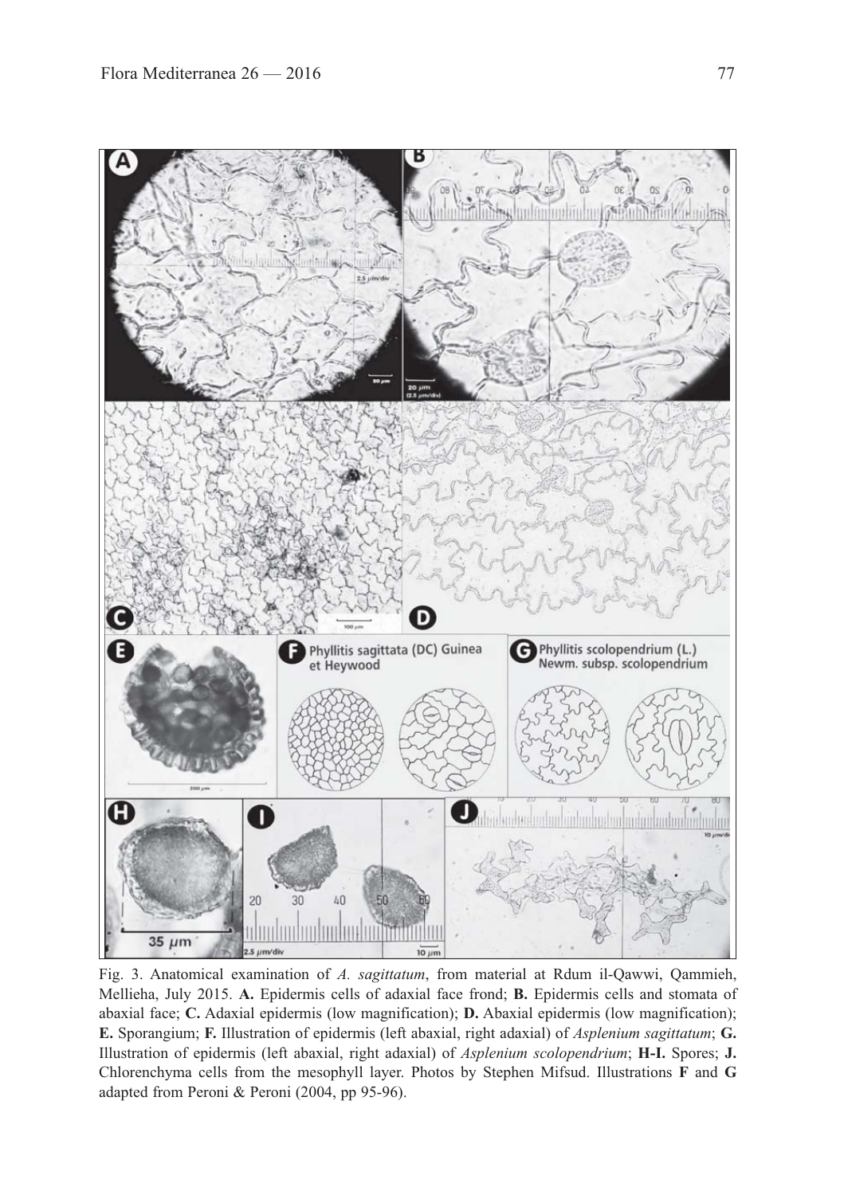Fig. 3. Anatomical examination of *A. sagittatum*, from material at Rdum il-Qawwi, Qammieh, Mellieha, July 2015. **A.** Epidermis cells of adaxial face frond; **B.** Epidermis cells and stomata of abaxial face; **C.** Adaxial epidermis (low magnification); **D.** Abaxial epidermis (low magnification); **E.** Sporangium; **F.** Illustration of epidermis (left abaxial, right adaxial) of *Asplenium sagittatum*; **G.** Illustration of epidermis (left abaxial, right adaxial) of *Asplenium scolopendrium*; **H-I.** Spores; **J.** Chlorenchyma cells from the mesophyll layer. Photos by Stephen Mifsud. Illustrations **F** and **G** adapted from Peroni & Peroni (2004, pp 95-96).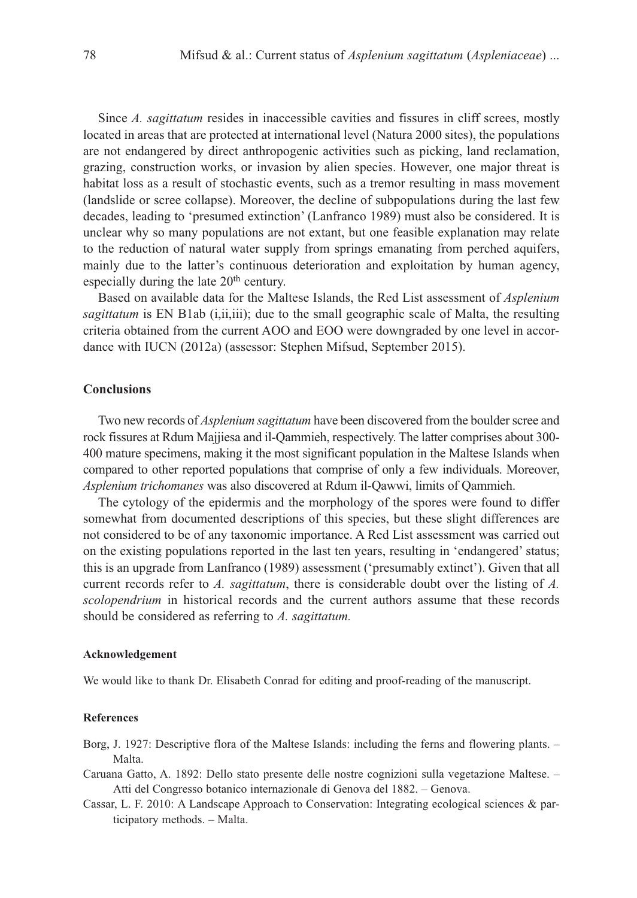Since *A. sagittatum* resides in inaccessible cavities and fissures in cliff screes, mostly located in areas that are protected at international level (Natura 2000 sites), the populations are not endangered by direct anthropogenic activities such as picking, land reclamation, grazing, construction works, or invasion by alien species. However, one major threat is habitat loss as a result of stochastic events, such as a tremor resulting in mass movement (landslide or scree collapse). Moreover, the decline of subpopulations during the last few decades, leading to 'presumed extinction' (Lanfranco 1989) must also be considered. It is unclear why so many populations are not extant, but one feasible explanation may relate to the reduction of natural water supply from springs emanating from perched aquifers, mainly due to the latter's continuous deterioration and exploitation by human agency, especially during the late 20th century.

Based on available data for the Maltese Islands, the Red List assessment of *Asplenium sagittatum* is EN B1ab (i,ii,iii); due to the small geographic scale of Malta, the resulting criteria obtained from the current AOO and EOO were downgraded by one level in accordance with IUCN (2012a) (assessor: Stephen Mifsud, September 2015).

## Conclusions

Two new records of *Asplenium sagittatum* have been discovered from the boulder scree and rock fissures at Rdum Majjiesa and il-Qammieh, respectively. The latter comprises about 300-400 mature specimens, making it the most significant population in the Maltese Islands when compared to other reported populations that comprise of only a few individuals. Moreover, *Asplenium trichomanes* was also discovered at Rdum il-Qawwi, limits of Qammieh.

The cytology of the epidermis and the morphology of the spores were found to differ somewhat from documented descriptions of this species, but these slight differences are not considered to be of any taxonomic importance. A Red List assessment was carried out on the existing populations reported in the last ten years, resulting in 'endangered' status; this is an upgrade from Lanfranco (1989) assessment ('presumably extinct'). Given that all current records refer to *A. sagittatum*, there is considerable doubt over the listing of *A. scolopendrium* in historical records and the current authors assume that these records should be considered as referring to *A. sagittatum.*

#### Acknowledgement

We would like to thank Dr. Elisabeth Conrad for editing and proof-reading of the manuscript.

#### References

Borg, J. 1927: Descriptive flora of the Maltese Islands: including the ferns and flowering plants. – Malta.

Caruana Gatto, A. 1892: Dello stato presente delle nostre cognizioni sulla vegetazione Maltese. – Atti del Congresso botanico internazionale di Genova del 1882. – Genova.

Cassar, L. F. 2010: A Landscape Approach to Conservation: Integrating ecological sciences & participatory methods. – Malta.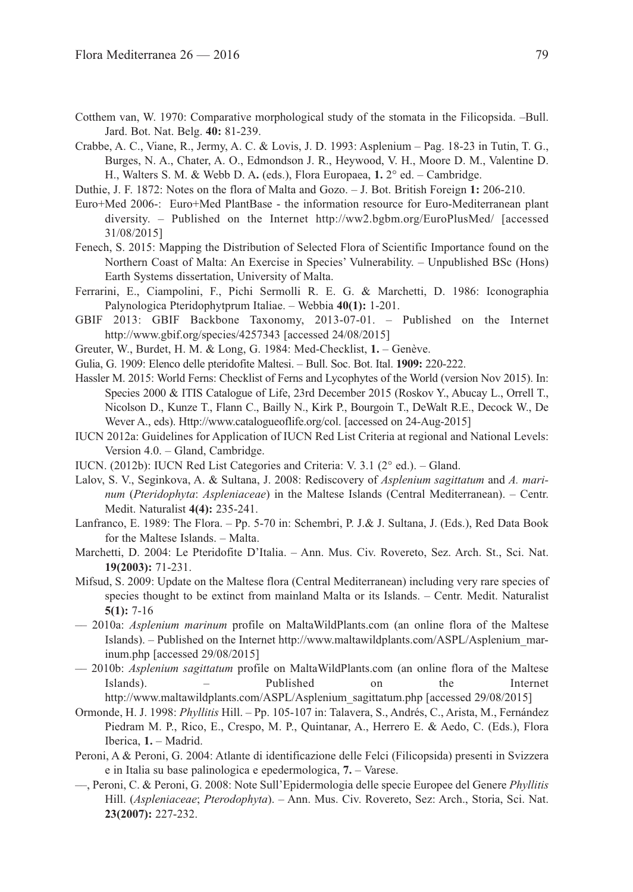Cotthem van, W. 1970: Comparative morphological study of the stomata in the Filicopsida. –Bull. Jard. Bot. Nat. Belg. **40:** 81-239.

Crabbe, A. C., Viane, R., Jermy, A. C. & Lovis, J. D. 1993: Asplenium – Pag. 18-23 in Tutin, T. G., Burges, N. A., Chater, A. O., Edmondson J. R., Heywood, V. H., Moore D. M., Valentine D. H., Walters S. M. & Webb D. A**.** (eds.), Flora Europaea, **1.** 2° ed. – Cambridge.

Duthie, J. F. 1872: Notes on the flora of Malta and Gozo. – J. Bot. British Foreign **1:** 206-210.

Euro+Med 2006-: Euro+Med PlantBase - the information resource for Euro-Mediterranean plant diversity. – Published on the Internet http://ww2.bgbm.org/EuroPlusMed/ [accessed 31/08/2015]

Fenech, S. 2015: Mapping the Distribution of Selected Flora of Scientific Importance found on the Northern Coast of Malta: An Exercise in Species' Vulnerability. – Unpublished BSc (Hons) Earth Systems dissertation, University of Malta.

Ferrarini, E., Ciampolini, F., Pichi Sermolli R. E. G. & Marchetti, D. 1986: Iconographia Palynologica Pteridophytprum Italiae. – Webbia **40(1):** 1-201.

GBIF 2013: GBIF Backbone Taxonomy, 2013-07-01. – Published on the Internet http://www.gbif.org/species/4257343 [accessed 24/08/2015]

Greuter, W., Burdet, H. M. & Long, G. 1984: Med-Checklist, **1.** – Genève.

Gulia, G. 1909: Elenco delle pteridofite Maltesi. – Bull. Soc. Bot. Ital. **1909:** 220-222.

Hassler M. 2015: World Ferns: Checklist of Ferns and Lycophytes of the World (version Nov 2015). In: Species 2000 & ITIS Catalogue of Life, 23rd December 2015 (Roskov Y., Abucay L., Orrell T., Nicolson D., Kunze T., Flann C., Bailly N., Kirk P., Bourgoin T., DeWalt R.E., Decock W., De Wever A., eds). Http://www.catalogueoflife.org/col. [accessed on 24-Aug-2015]

IUCN 2012a: Guidelines for Application of IUCN Red List Criteria at regional and National Levels: Version 4.0. – Gland, Cambridge.

IUCN. (2012b): IUCN Red List Categories and Criteria: V. 3.1 (2° ed.). – Gland.

Lalov, S. V., Seginkova, A. & Sultana, J. 2008: Rediscovery of *Asplenium sagittatum* and *A. marinum* (*Pteridophyta*: *Aspleniaceae*) in the Maltese Islands (Central Mediterranean). – Centr. Medit. Naturalist **4(4):** 235-241.

Lanfranco, E. 1989: The Flora. – Pp. 5-70 in: Schembri, P. J.& J. Sultana, J. (Eds.), Red Data Book for the Maltese Islands. – Malta.

Marchetti, D. 2004: Le Pteridofite D'Italia. – Ann. Mus. Civ. Rovereto, Sez. Arch. St., Sci. Nat. **19(2003):** 71-231.

Mifsud, S. 2009: Update on the Maltese flora (Central Mediterranean) including very rare species of species thought to be extinct from mainland Malta or its Islands. – Centr. Medit. Naturalist **5(1):** 7-16

— 2010a: *Asplenium marinum* profile on MaltaWildPlants.com (an online flora of the Maltese Islands). – Published on the Internet http://www.maltawildplants.com/ASPL/Asplenium_marinum.php [accessed 29/08/2015]

— 2010b: *Asplenium sagittatum* profile on MaltaWildPlants.com (an online flora of the Maltese Islands). – Published on the Internet http://www.maltawildplants.com/ASPL/Asplenium_sagittatum.php [accessed 29/08/2015]

Ormonde, H. J. 1998: *Phyllitis* Hill. – Pp. 105-107 in: Talavera, S., Andrés, C., Arista, M., Fernández Piedram M. P., Rico, E., Crespo, M. P., Quintanar, A., Herrero E. & Aedo, C. (Eds.), Flora Iberica, **1.** – Madrid.

Peroni, A & Peroni, G. 2004: Atlante di identificazione delle Felci (Filicopsida) presenti in Svizzera e in Italia su base palinologica e epedermologica, **7.** – Varese.

—, Peroni, C. & Peroni, G. 2008: Note Sull'Epidermologia delle specie Europee del Genere *Phyllitis* Hill. (*Aspleniaceae*; *Pterodophyta*). – Ann. Mus. Civ. Rovereto, Sez: Arch., Storia, Sci. Nat. **23(2007):** 227-232.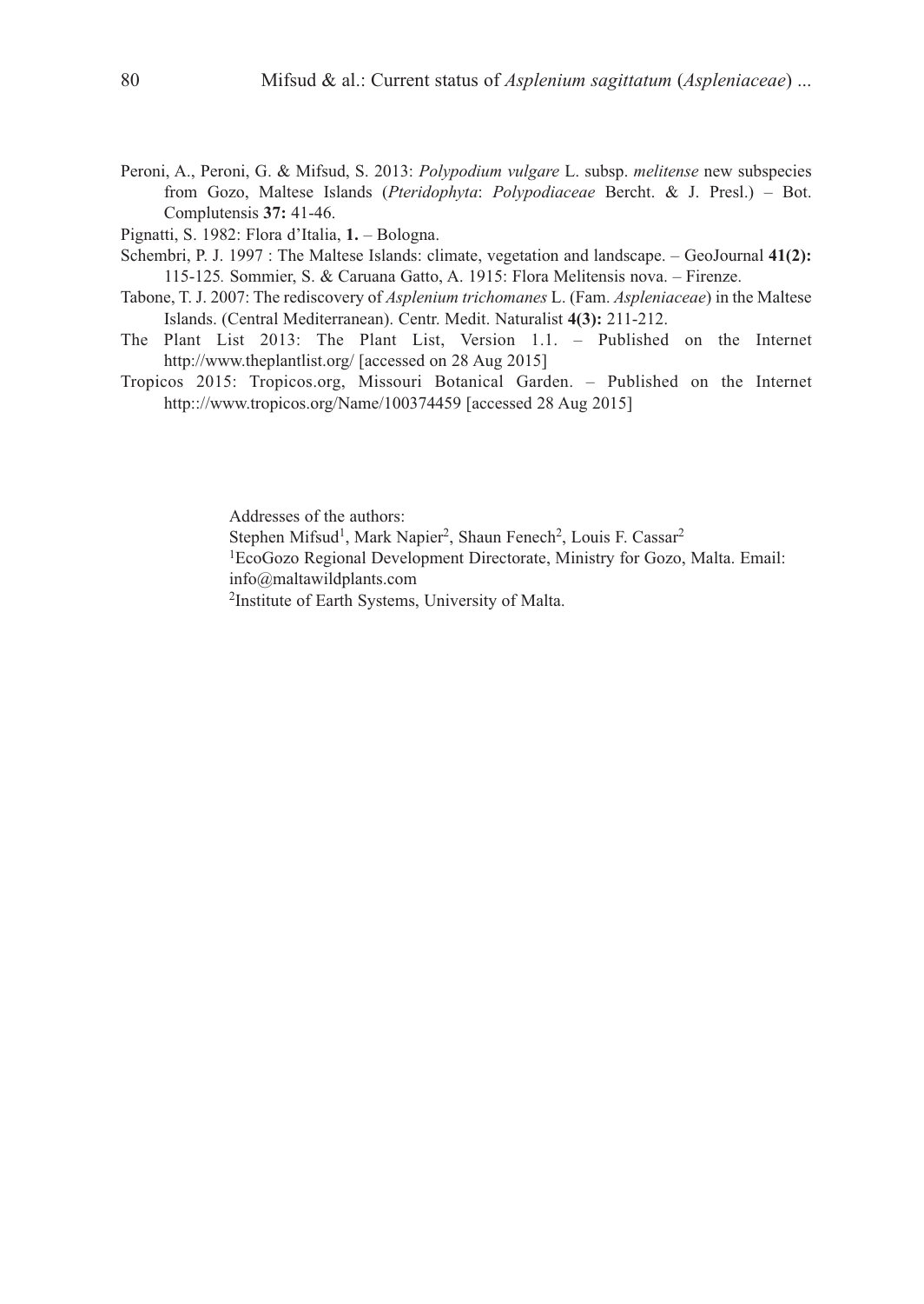Peroni, A., Peroni, G. & Mifsud, S. 2013: *Polypodium vulgare* L. subsp. *melitense* new subspecies from Gozo, Maltese Islands (*Pteridophyta*: *Polypodiaceae* Bercht. & J. Presl.) – Bot. Complutensis **37:** 41-46.

Pignatti, S. 1982: Flora d'Italia, **1.** – Bologna.

Schembri, P. J. 1997 : The Maltese Islands: climate, vegetation and landscape. – GeoJournal **41(2):** 115-125*.* Sommier, S. & Caruana Gatto, A. 1915: Flora Melitensis nova. – Firenze.

Tabone, T. J. 2007: The rediscovery of *Asplenium trichomanes* L. (Fam. *Aspleniaceae*) in the Maltese Islands. (Central Mediterranean). Centr. Medit. Naturalist **4(3):** 211-212.

The Plant List 2013: The Plant List, Version 1.1. – Published on the Internet http://www.theplantlist.org/ [accessed on 28 Aug 2015]

Tropicos 2015: Tropicos.org, Missouri Botanical Garden. – Published on the Internet http:://www.tropicos.org/Name/100374459 [accessed 28 Aug 2015]

Addresses of the authors:
Stephen Mifsud[1], Mark Napier[2], Shaun Fenech[2], Louis F. Cassar[2]
[1]EcoGozo Regional Development Directorate, Ministry for Gozo, Malta. Email: info@maltawildplants.com
[2]Institute of Earth Systems, University of Malta.